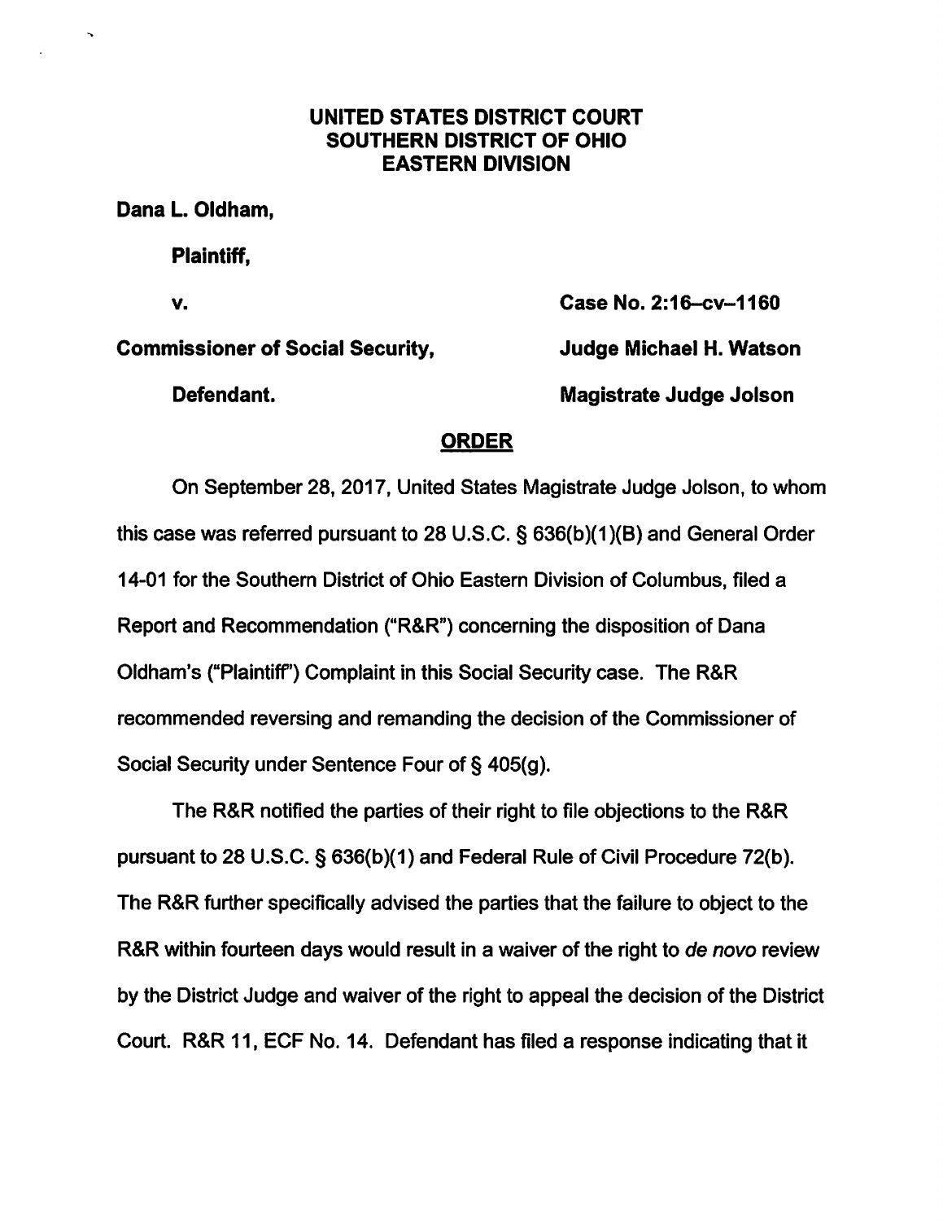**UNITED STATES DISTRICT COURT**
**SOUTHERN DISTRICT OF OHIO**
**EASTERN DIVISION**

**Dana L. Oldham,**

**Plaintiff,**

**v.** **Case No. 2:16–cv–1160**

**Commissioner of Social Security,** **Judge Michael H. Watson**

**Defendant.** **Magistrate Judge Jolson**

## ORDER

On September 28, 2017, United States Magistrate Judge Jolson, to whom this case was referred pursuant to 28 U.S.C. § 636(b)(1)(B) and General Order 14-01 for the Southern District of Ohio Eastern Division of Columbus, filed a Report and Recommendation ("R&R") concerning the disposition of Dana Oldham's ("Plaintiff") Complaint in this Social Security case. The R&R recommended reversing and remanding the decision of the Commissioner of Social Security under Sentence Four of § 405(g).

The R&R notified the parties of their right to file objections to the R&R pursuant to 28 U.S.C. § 636(b)(1) and Federal Rule of Civil Procedure 72(b). The R&R further specifically advised the parties that the failure to object to the R&R within fourteen days would result in a waiver of the right to *de novo* review by the District Judge and waiver of the right to appeal the decision of the District Court. R&R 11, ECF No. 14. Defendant has filed a response indicating that it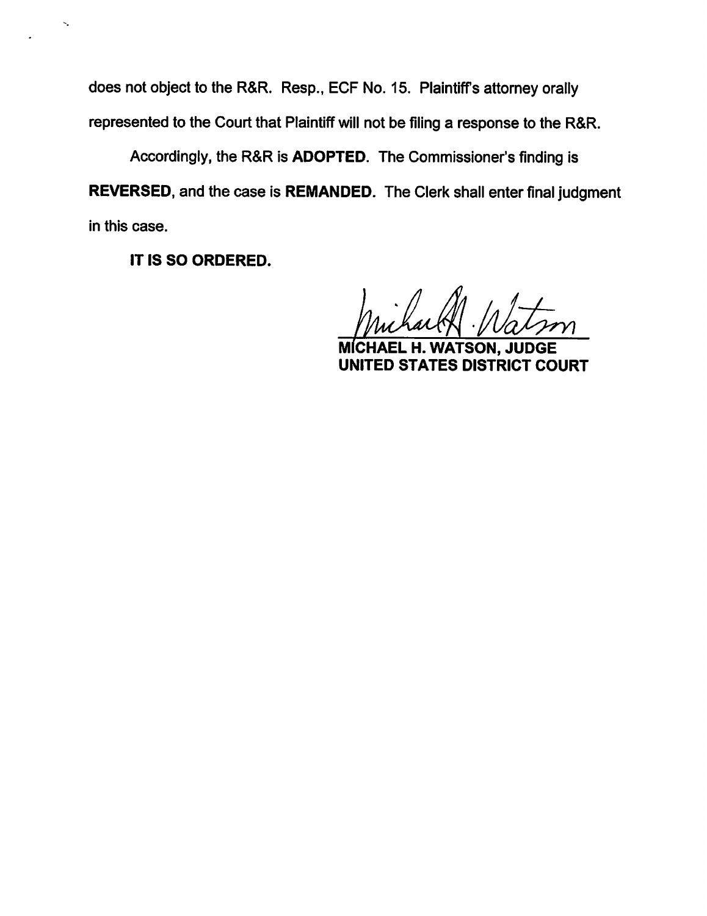does not object to the R&R. Resp., ECF No. 15. Plaintiff's attorney orally represented to the Court that Plaintiff will not be filing a response to the R&R.

Accordingly, the R&R is **ADOPTED**. The Commissioner's finding is **REVERSED**, and the case is **REMANDED**. The Clerk shall enter final judgment in this case.

**IT IS SO ORDERED.**

**MICHAEL H. WATSON, JUDGE**
**UNITED STATES DISTRICT COURT**